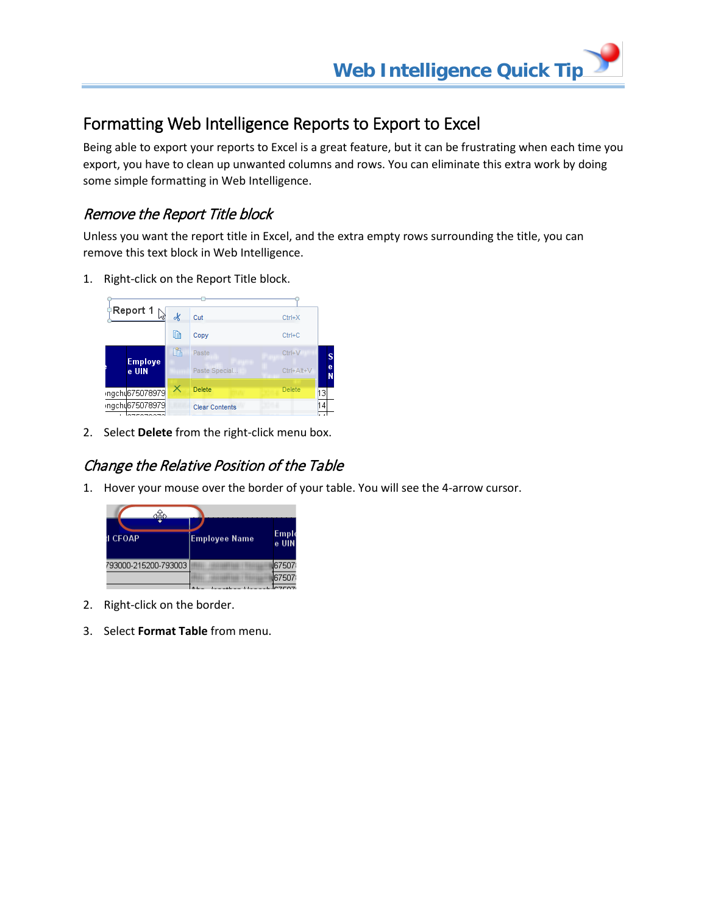# Formatting Web Intelligence Reports to Export to Excel

Being able to export your reports to Excel is a great feature, but it can be frustrating when each time you export, you have to clean up unwanted columns and rows. You can eliminate this extra work by doing some simple formatting in Web Intelligence.

## *Remove the Report Title block*

Unless you want the report title in Excel, and the extra empty rows surrounding the title, you can remove this text block in Web Intelligence.

1. Right-click on the Report Title block.
2. Select **Delete** from the right-click menu box.

## *Change the Relative Position of the Table*

1. Hover your mouse over the border of your table. You will see the 4-arrow cursor.
2. Right-click on the border.
3. Select **Format Table** from menu.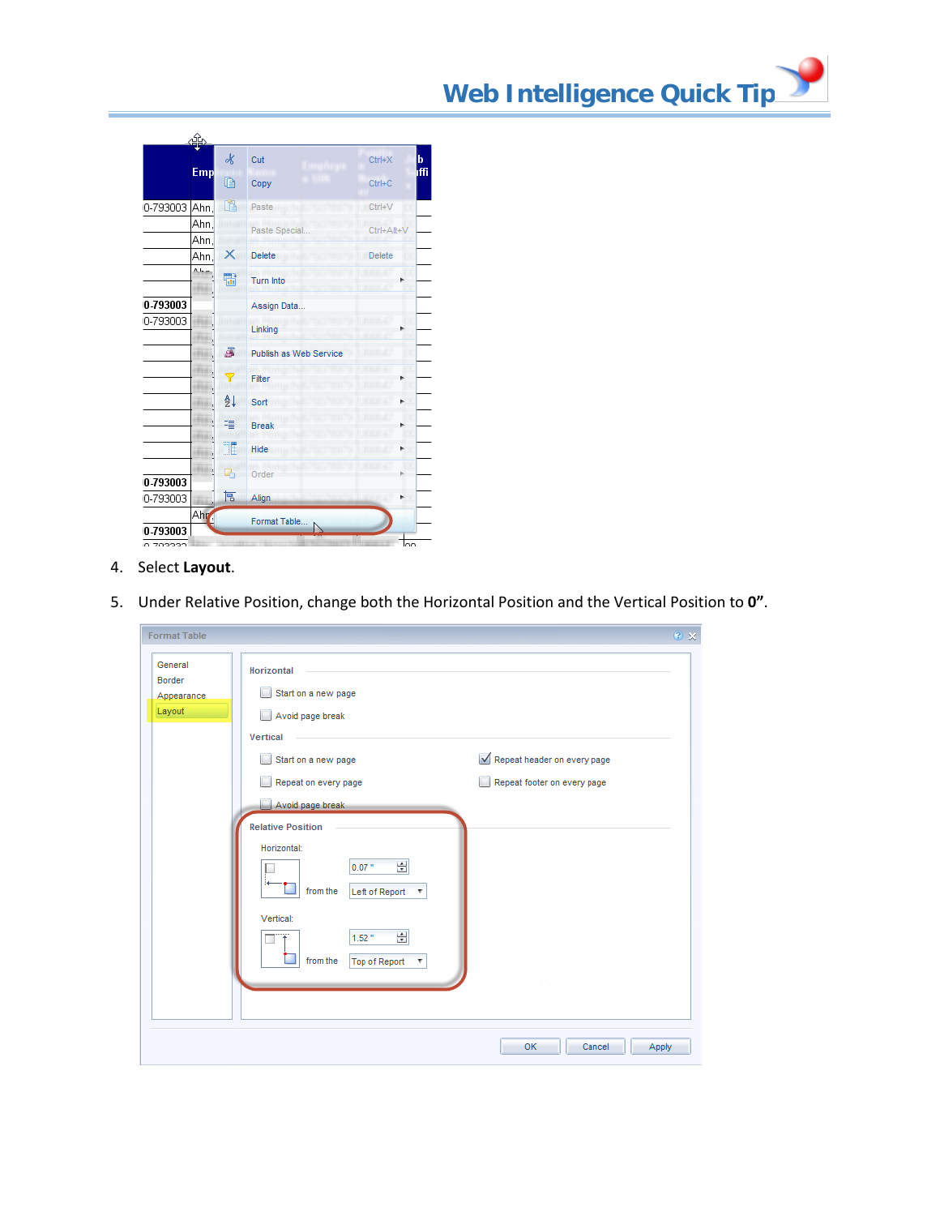4. Select **Layout**.
5. Under Relative Position, change both the Horizontal Position and the Vertical Position to **0"**.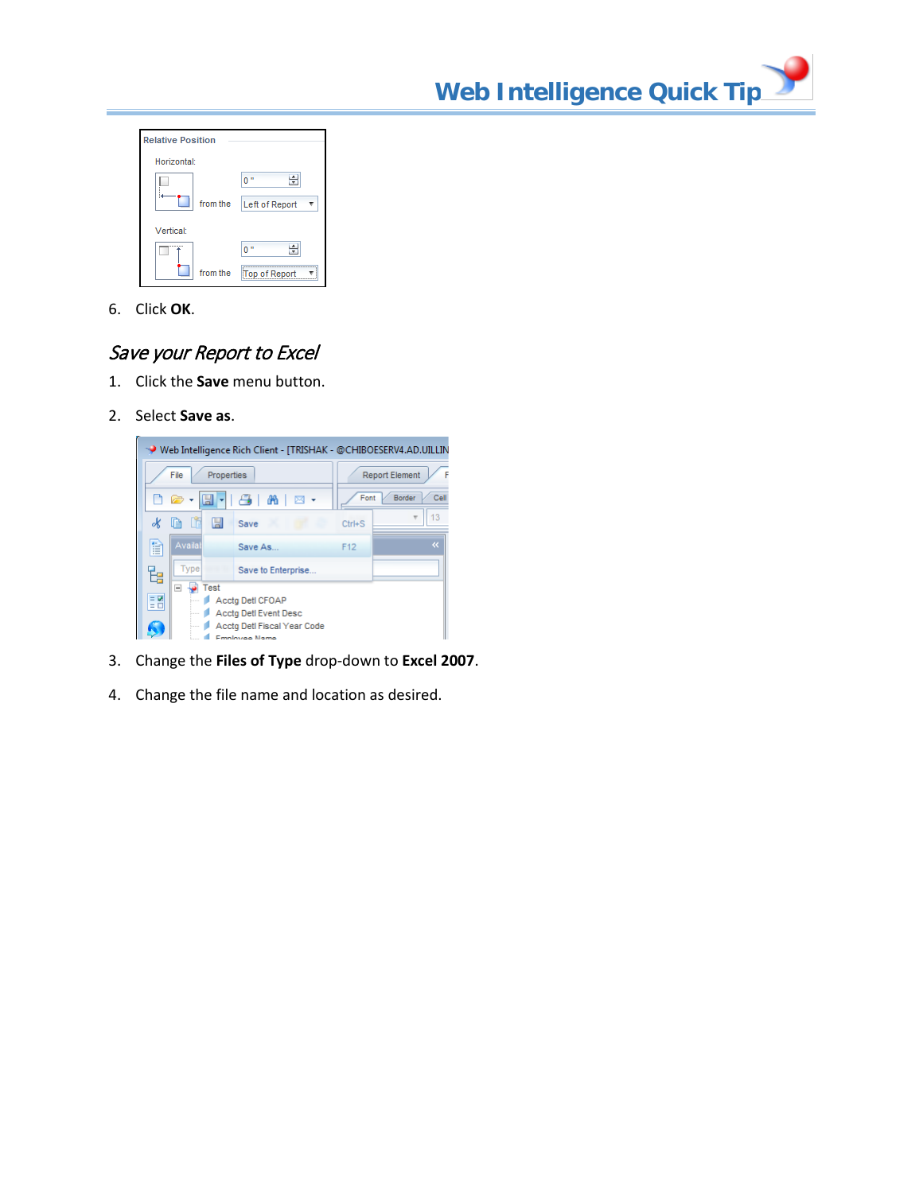6. Click **OK**.

## *Save your Report to Excel*

1. Click the **Save** menu button.
2. Select **Save as**.
3. Change the **Files of Type** drop-down to **Excel 2007**.
4. Change the file name and location as desired.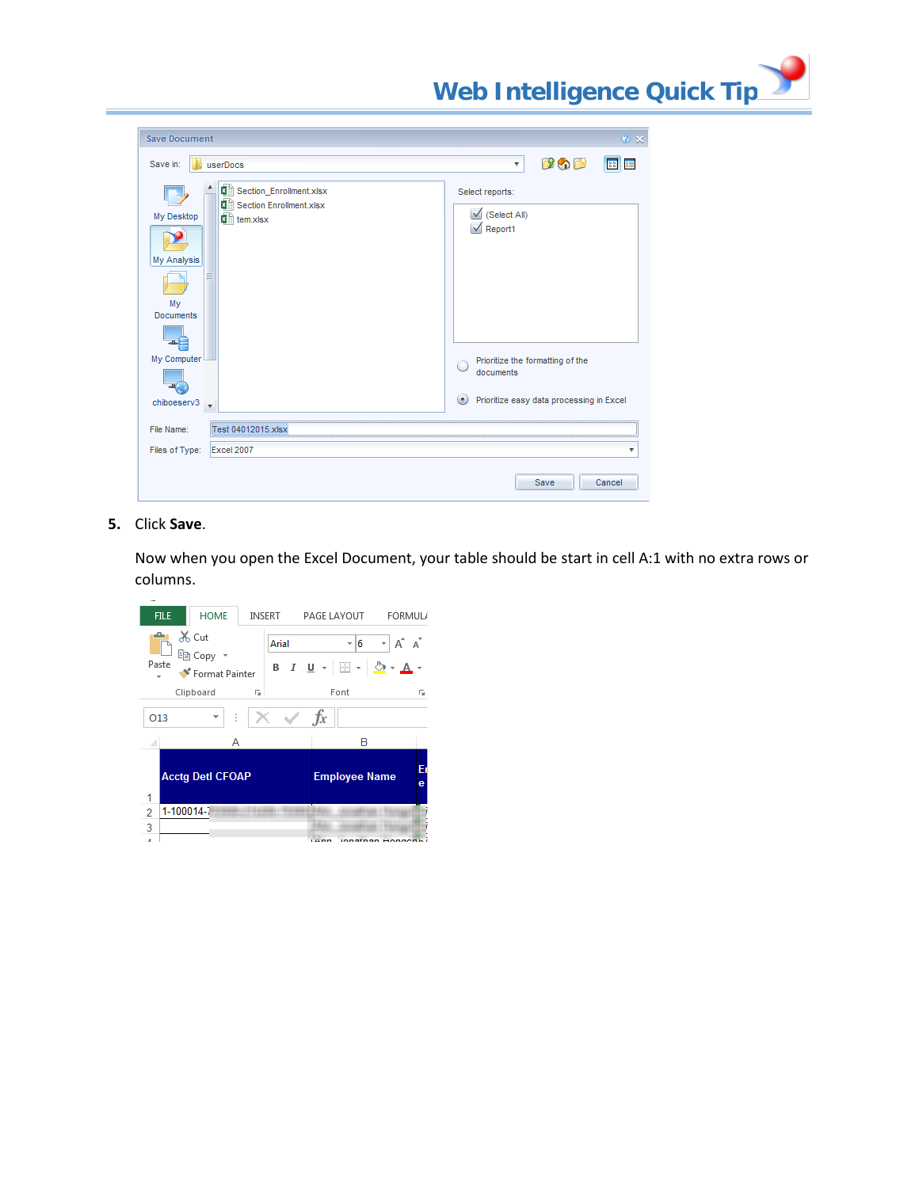5. Click **Save**.

   Now when you open the Excel Document, your table should be start in cell A:1 with no extra rows or columns.